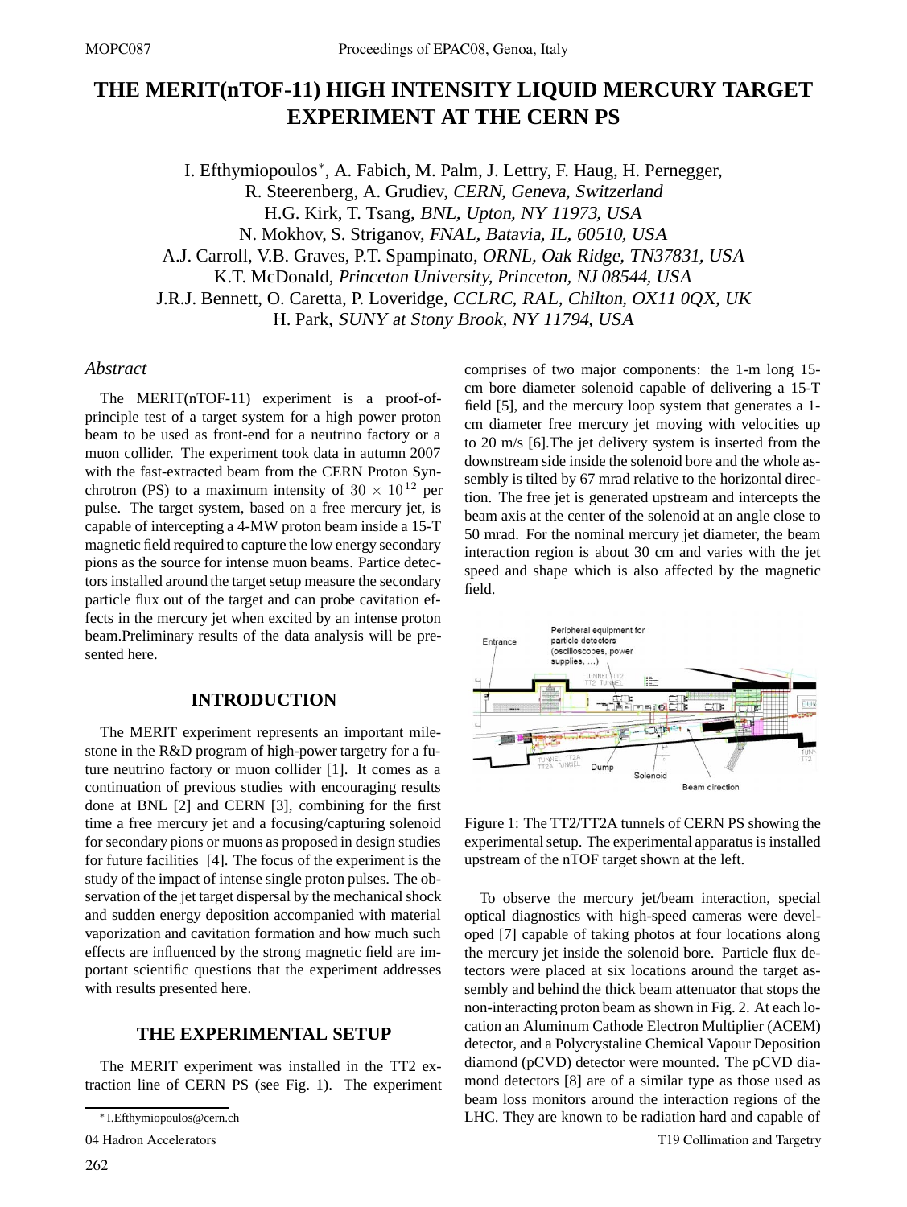# THE MERIT(nTOF-11) HIGH INTENSITY LIQUID MERCURY TARGET EXPERIMENT AT THE CERN PS

I. Efthymiopoulos*, A. Fabich, M. Palm, J. Lettry, F. Haug, H. Pernegger, R. Steerenberg, A. Grudiev, *CERN, Geneva, Switzerland*
H.G. Kirk, T. Tsang, *BNL, Upton, NY 11973, USA*
N. Mokhov, S. Striganov, *FNAL, Batavia, IL, 60510, USA*
A.J. Carroll, V.B. Graves, P.T. Spampinato, *ORNL, Oak Ridge, TN37831, USA*
K.T. McDonald, *Princeton University, Princeton, NJ 08544, USA*
J.R.J. Bennett, O. Caretta, P. Loveridge, *CCLRC, RAL, Chilton, OX11 0QX, UK*
H. Park, *SUNY at Stony Brook, NY 11794, USA*

## *Abstract*

The MERIT(nTOF-11) experiment is a proof-of-principle test of a target system for a high power proton beam to be used as front-end for a neutrino factory or a muon collider. The experiment took data in autumn 2007 with the fast-extracted beam from the CERN Proton Synchrotron (PS) to a maximum intensity of $30 \times 10^{12}$ per pulse. The target system, based on a free mercury jet, is capable of intercepting a 4-MW proton beam inside a 15-T magnetic field required to capture the low energy secondary pions as the source for intense muon beams. Partice detectors installed around the target setup measure the secondary particle flux out of the target and can probe cavitation effects in the mercury jet when excited by an intense proton beam.Preliminary results of the data analysis will be presented here.

## INTRODUCTION

The MERIT experiment represents an important milestone in the R&D program of high-power targetry for a future neutrino factory or muon collider [1]. It comes as a continuation of previous studies with encouraging results done at BNL [2] and CERN [3], combining for the first time a free mercury jet and a focusing/capturing solenoid for secondary pions or muons as proposed in design studies for future facilities [4]. The focus of the experiment is the study of the impact of intense single proton pulses. The observation of the jet target dispersal by the mechanical shock and sudden energy deposition accompanied with material vaporization and cavitation formation and how much such effects are influenced by the strong magnetic field are important scientific questions that the experiment addresses with results presented here.

## THE EXPERIMENTAL SETUP

The MERIT experiment was installed in the TT2 extraction line of CERN PS (see Fig. 1). The experiment comprises of two major components: the 1-m long 15-cm bore diameter solenoid capable of delivering a 15-T field [5], and the mercury loop system that generates a 1-cm diameter free mercury jet moving with velocities up to 20 m/s [6].The jet delivery system is inserted from the downstream side inside the solenoid bore and the whole assembly is tilted by 67 mrad relative to the horizontal direction. The free jet is generated upstream and intercepts the beam axis at the center of the solenoid at an angle close to 50 mrad. For the nominal mercury jet diameter, the beam interaction region is about 30 cm and varies with the jet speed and shape which is also affected by the magnetic field.

Figure 1: The TT2/TT2A tunnels of CERN PS showing the experimental setup. The experimental apparatus is installed upstream of the nTOF target shown at the left.

To observe the mercury jet/beam interaction, special optical diagnostics with high-speed cameras were developed [7] capable of taking photos at four locations along the mercury jet inside the solenoid bore. Particle flux detectors were placed at six locations around the target assembly and behind the thick beam attenuator that stops the non-interacting proton beam as shown in Fig. 2. At each location an Aluminum Cathode Electron Multiplier (ACEM) detector, and a Polycrystaline Chemical Vapour Deposition diamond (pCVD) detector were mounted. The pCVD diamond detectors [8] are of a similar type as those used as beam loss monitors around the interaction regions of the LHC. They are known to be radiation hard and capable of

* I.Efthymiopoulos@cern.ch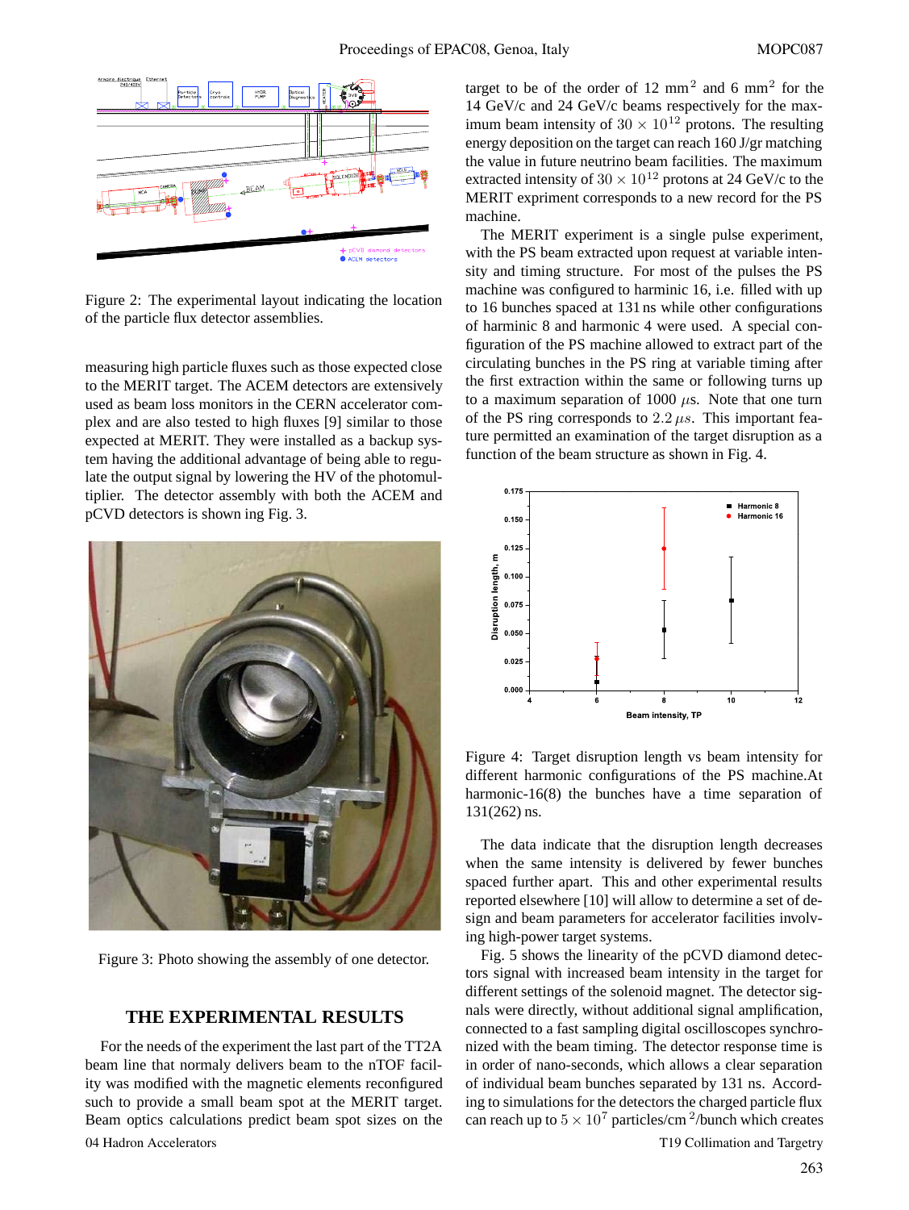Figure 2: The experimental layout indicating the location of the particle flux detector assemblies.

measuring high particle fluxes such as those expected close to the MERIT target. The ACEM detectors are extensively used as beam loss monitors in the CERN accelerator complex and are also tested to high fluxes [9] similar to those expected at MERIT. They were installed as a backup system having the additional advantage of being able to regulate the output signal by lowering the HV of the photomultiplier. The detector assembly with both the ACEM and pCVD detectors is shown ing Fig. 3.

Figure 3: Photo showing the assembly of one detector.

## THE EXPERIMENTAL RESULTS

For the needs of the experiment the last part of the TT2A beam line that normaly delivers beam to the nTOF facility was modified with the magnetic elements reconfigured such to provide a small beam spot at the MERIT target. Beam optics calculations predict beam spot sizes on the target to be of the order of 12 mm$^2$ and 6 mm$^2$ for the 14 GeV/c and 24 GeV/c beams respectively for the maximum beam intensity of $30 \times 10^{12}$ protons. The resulting energy deposition on the target can reach 160 J/gr matching the value in future neutrino beam facilities. The maximum extracted intensity of $30 \times 10^{12}$ protons at 24 GeV/c to the MERIT expriment corresponds to a new record for the PS machine.

The MERIT experiment is a single pulse experiment, with the PS beam extracted upon request at variable intensity and timing structure. For most of the pulses the PS machine was configured to harminic 16, i.e. filled with up to 16 bunches spaced at 131 ns while other configurations of harminic 8 and harmonic 4 were used. A special configuration of the PS machine allowed to extract part of the circulating bunches in the PS ring at variable timing after the first extraction within the same or following turns up to a maximum separation of 1000 $\mu$s. Note that one turn of the PS ring corresponds to $2.2\,\mu s$. This important feature permitted an examination of the target disruption as a function of the beam structure as shown in Fig. 4.

Figure 4: Target disruption length vs beam intensity for different harmonic configurations of the PS machine.At harmonic-16(8) the bunches have a time separation of 131(262) ns.

The data indicate that the disruption length decreases when the same intensity is delivered by fewer bunches spaced further apart. This and other experimental results reported elsewhere [10] will allow to determine a set of design and beam parameters for accelerator facilities involving high-power target systems.

Fig. 5 shows the linearity of the pCVD diamond detectors signal with increased beam intensity in the target for different settings of the solenoid magnet. The detector signals were directly, without additional signal amplification, connected to a fast sampling digital oscilloscopes synchronized with the beam timing. The detector response time is in order of nano-seconds, which allows a clear separation of individual beam bunches separated by 131 ns. According to simulations for the detectors the charged particle flux can reach up to $5 \times 10^7$ particles/cm$^2$/bunch which creates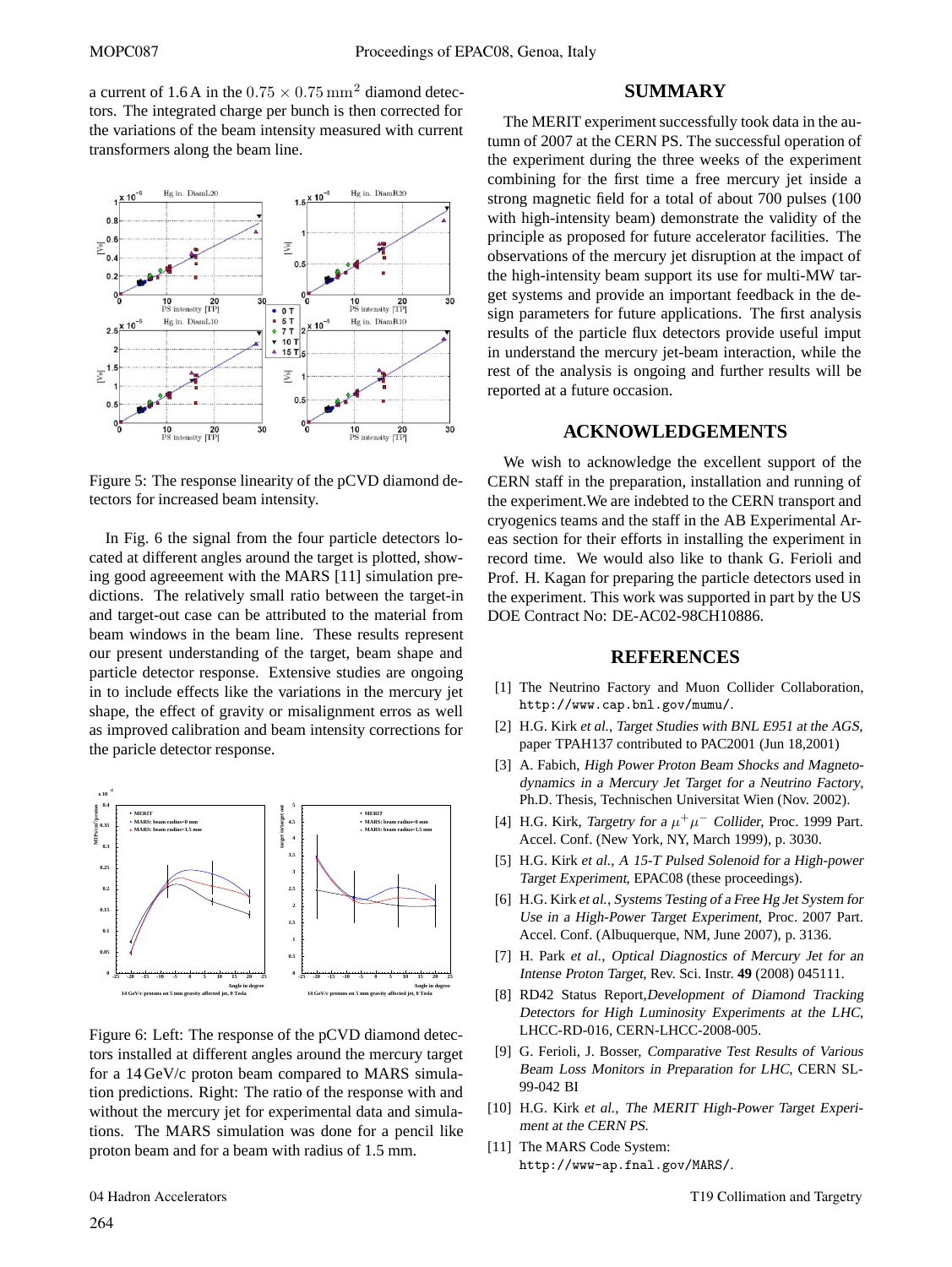a current of 1.6 A in the $0.75 \times 0.75\,\mathrm{mm}^2$ diamond detectors. The integrated charge per bunch is then corrected for the variations of the beam intensity measured with current transformers along the beam line.

Hg in. DiamL20

Hg in. DiamR20

Hg in. DiamL10

Hg in. DiamR10

[Vs]

PS intensity [TP]

0 T
5 T
7 T
10 T
15 T

Figure 5: The response linearity of the pCVD diamond detectors for increased beam intensity.

In Fig. 6 the signal from the four particle detectors located at different angles around the target is plotted, showing good agreeement with the MARS [11] simulation predictions. The relatively small ratio between the target-in and target-out case can be attributed to the material from beam windows in the beam line. These results represent our present understanding of the target, beam shape and particle detector response. Extensive studies are ongoing in to include effects like the variations in the mercury jet shape, the effect of gravity or misalignment erros as well as improved calibration and beam intensity corrections for the paricle detector response.

MERIT
MARS: beam radius=0 mm
MARS: beam radius=1.5 mm

MIPs/cm²/proton

target in/target out

Angle in degree

14 GeV/c protons on 5 mm gravity affected jet, 0 Tesla

Figure 6: Left: The response of the pCVD diamond detectors installed at different angles around the mercury target for a 14 GeV/c proton beam compared to MARS simulation predictions. Right: The ratio of the response with and without the mercury jet for experimental data and simulations. The MARS simulation was done for a pencil like proton beam and for a beam with radius of 1.5 mm.

## SUMMARY

The MERIT experiment successfully took data in the autumn of 2007 at the CERN PS. The successful operation of the experiment during the three weeks of the experiment combining for the first time a free mercury jet inside a strong magnetic field for a total of about 700 pulses (100 with high-intensity beam) demonstrate the validity of the principle as proposed for future accelerator facilities. The observations of the mercury jet disruption at the impact of the high-intensity beam support its use for multi-MW target systems and provide an important feedback in the design parameters for future applications. The first analysis results of the particle flux detectors provide useful input in understand the mercury jet-beam interaction, while the rest of the analysis is ongoing and further results will be reported at a future occasion.

## ACKNOWLEDGEMENTS

We wish to acknowledge the excellent support of the CERN staff in the preparation, installation and running of the experiment.We are indebted to the CERN transport and cryogenics teams and the staff in the AB Experimental Areas section for their efforts in installing the experiment in record time. We would also like to thank G. Ferioli and Prof. H. Kagan for preparing the particle detectors used in the experiment. This work was supported in part by the US DOE Contract No: DE-AC02-98CH10886.

## REFERENCES

[1] The Neutrino Factory and Muon Collider Collaboration, http://www.cap.bnl.gov/mumu/.

[2] H.G. Kirk *et al.*, *Target Studies with BNL E951 at the AGS*, paper TPAH137 contributed to PAC2001 (Jun 18,2001)

[3] A. Fabich, *High Power Proton Beam Shocks and Magnetodynamics in a Mercury Jet Target for a Neutrino Factory*, Ph.D. Thesis, Technischen Universitat Wien (Nov. 2002).

[4] H.G. Kirk, *Targetry for a $\mu^+\mu^-$ Collider*, Proc. 1999 Part. Accel. Conf. (New York, NY, March 1999), p. 3030.

[5] H.G. Kirk *et al.*, *A 15-T Pulsed Solenoid for a High-power Target Experiment*, EPAC08 (these proceedings).

[6] H.G. Kirk *et al.*, *Systems Testing of a Free Hg Jet System for Use in a High-Power Target Experiment*, Proc. 2007 Part. Accel. Conf. (Albuquerque, NM, June 2007), p. 3136.

[7] H. Park *et al.*, *Optical Diagnostics of Mercury Jet for an Intense Proton Target*, Rev. Sci. Instr. **49** (2008) 045111.

[8] RD42 Status Report,*Development of Diamond Tracking Detectors for High Luminosity Experiments at the LHC*, LHCC-RD-016, CERN-LHCC-2008-005.

[9] G. Ferioli, J. Bosser, *Comparative Test Results of Various Beam Loss Monitors in Preparation for LHC*, CERN SL-99-042 BI

[10] H.G. Kirk *et al.*, *The MERIT High-Power Target Experiment at the CERN PS.*

[11] The MARS Code System: http://www-ap.fnal.gov/MARS/.